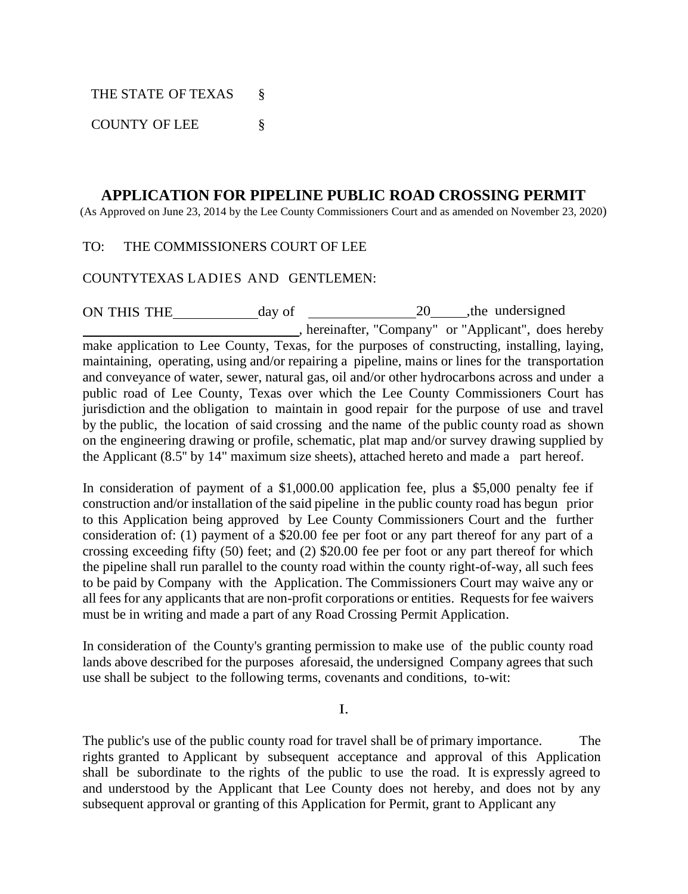THE STATE OF TEXAS §

COUNTY OF LEE §

# APPLICATION FOR PIPELINE PUBLIC ROAD CROSSING PERMIT

(As Approved on June 23, 2014 by the Lee County Commissioners Court and as amended on November 23, 2020)

TO: THE COMMISSIONERS COURT OF LEE

COUNTYTEXAS LADIES AND GENTLEMEN:

ON THIS THE\_\_\_\_\_\_\_\_\_\_\_\_day of \_\_\_\_\_\_\_\_\_\_\_\_\_\_\_\_20\_\_\_\_\_,the undersigned \_\_\_\_\_\_\_\_\_\_\_\_\_\_\_\_\_\_\_\_\_\_\_\_\_\_\_\_\_\_\_\_, hereinafter, "Company" or "Applicant", does hereby make application to Lee County, Texas, for the purposes of constructing, installing, laying, maintaining, operating, using and/or repairing a pipeline, mains or lines for the transportation and conveyance of water, sewer, natural gas, oil and/or other hydrocarbons across and under a public road of Lee County, Texas over which the Lee County Commissioners Court has jurisdiction and the obligation to maintain in good repair for the purpose of use and travel by the public, the location of said crossing and the name of the public county road as shown on the engineering drawing or profile, schematic, plat map and/or survey drawing supplied by the Applicant (8.5" by 14" maximum size sheets), attached hereto and made a part hereof.

In consideration of payment of a $1,000.00 application fee, plus a $5,000 penalty fee if construction and/or installation of the said pipeline in the public county road has begun prior to this Application being approved by Lee County Commissioners Court and the further consideration of: (1) payment of a $20.00 fee per foot or any part thereof for any part of a crossing exceeding fifty (50) feet; and (2) $20.00 fee per foot or any part thereof for which the pipeline shall run parallel to the county road within the county right-of-way, all such fees to be paid by Company with the Application. The Commissioners Court may waive any or all fees for any applicants that are non-profit corporations or entities. Requests for fee waivers must be in writing and made a part of any Road Crossing Permit Application.

In consideration of the County's granting permission to make use of the public county road lands above described for the purposes aforesaid, the undersigned Company agrees that such use shall be subject to the following terms, covenants and conditions, to-wit:

I.

The public's use of the public county road for travel shall be of primary importance. The rights granted to Applicant by subsequent acceptance and approval of this Application shall be subordinate to the rights of the public to use the road. It is expressly agreed to and understood by the Applicant that Lee County does not hereby, and does not by any subsequent approval or granting of this Application for Permit, grant to Applicant any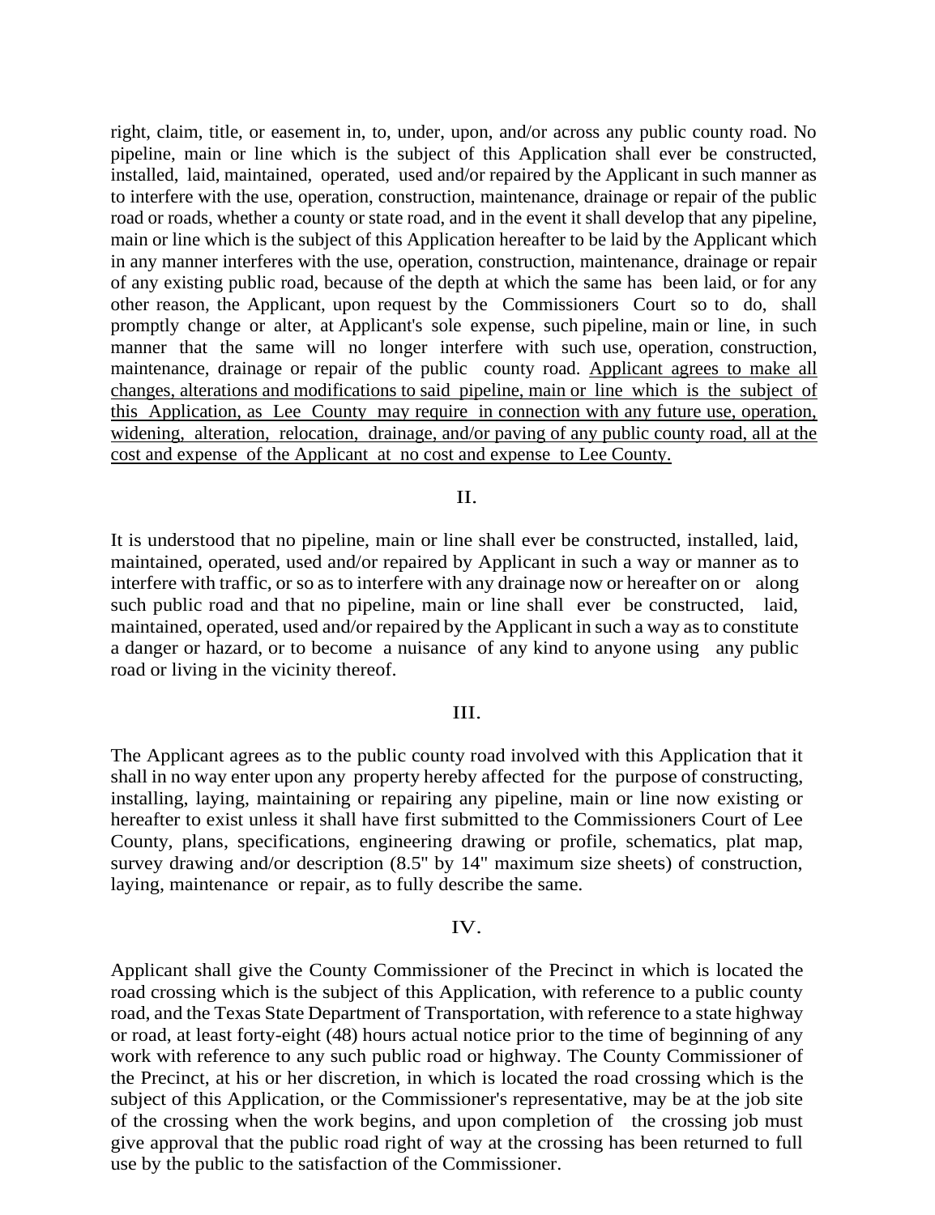right, claim, title, or easement in, to, under, upon, and/or across any public county road. No pipeline, main or line which is the subject of this Application shall ever be constructed, installed, laid, maintained, operated, used and/or repaired by the Applicant in such manner as to interfere with the use, operation, construction, maintenance, drainage or repair of the public road or roads, whether a county or state road, and in the event it shall develop that any pipeline, main or line which is the subject of this Application hereafter to be laid by the Applicant which in any manner interferes with the use, operation, construction, maintenance, drainage or repair of any existing public road, because of the depth at which the same has been laid, or for any other reason, the Applicant, upon request by the Commissioners Court so to do, shall promptly change or alter, at Applicant's sole expense, such pipeline, main or line, in such manner that the same will no longer interfere with such use, operation, construction, maintenance, drainage or repair of the public county road. <u>Applicant agrees to make all changes, alterations and modifications to said pipeline, main or line which is the subject of this Application, as Lee County may require in connection with any future use, operation, widening, alteration, relocation, drainage, and/or paving of any public county road, all at the cost and expense of the Applicant at no cost and expense to Lee County.</u>

II.

It is understood that no pipeline, main or line shall ever be constructed, installed, laid, maintained, operated, used and/or repaired by Applicant in such a way or manner as to interfere with traffic, or so as to interfere with any drainage now or hereafter on or along such public road and that no pipeline, main or line shall ever be constructed, laid, maintained, operated, used and/or repaired by the Applicant in such a way as to constitute a danger or hazard, or to become a nuisance of any kind to anyone using any public road or living in the vicinity thereof.

III.

The Applicant agrees as to the public county road involved with this Application that it shall in no way enter upon any property hereby affected for the purpose of constructing, installing, laying, maintaining or repairing any pipeline, main or line now existing or hereafter to exist unless it shall have first submitted to the Commissioners Court of Lee County, plans, specifications, engineering drawing or profile, schematics, plat map, survey drawing and/or description (8.5" by 14" maximum size sheets) of construction, laying, maintenance or repair, as to fully describe the same.

IV.

Applicant shall give the County Commissioner of the Precinct in which is located the road crossing which is the subject of this Application, with reference to a public county road, and the Texas State Department of Transportation, with reference to a state highway or road, at least forty-eight (48) hours actual notice prior to the time of beginning of any work with reference to any such public road or highway. The County Commissioner of the Precinct, at his or her discretion, in which is located the road crossing which is the subject of this Application, or the Commissioner's representative, may be at the job site of the crossing when the work begins, and upon completion of the crossing job must give approval that the public road right of way at the crossing has been returned to full use by the public to the satisfaction of the Commissioner.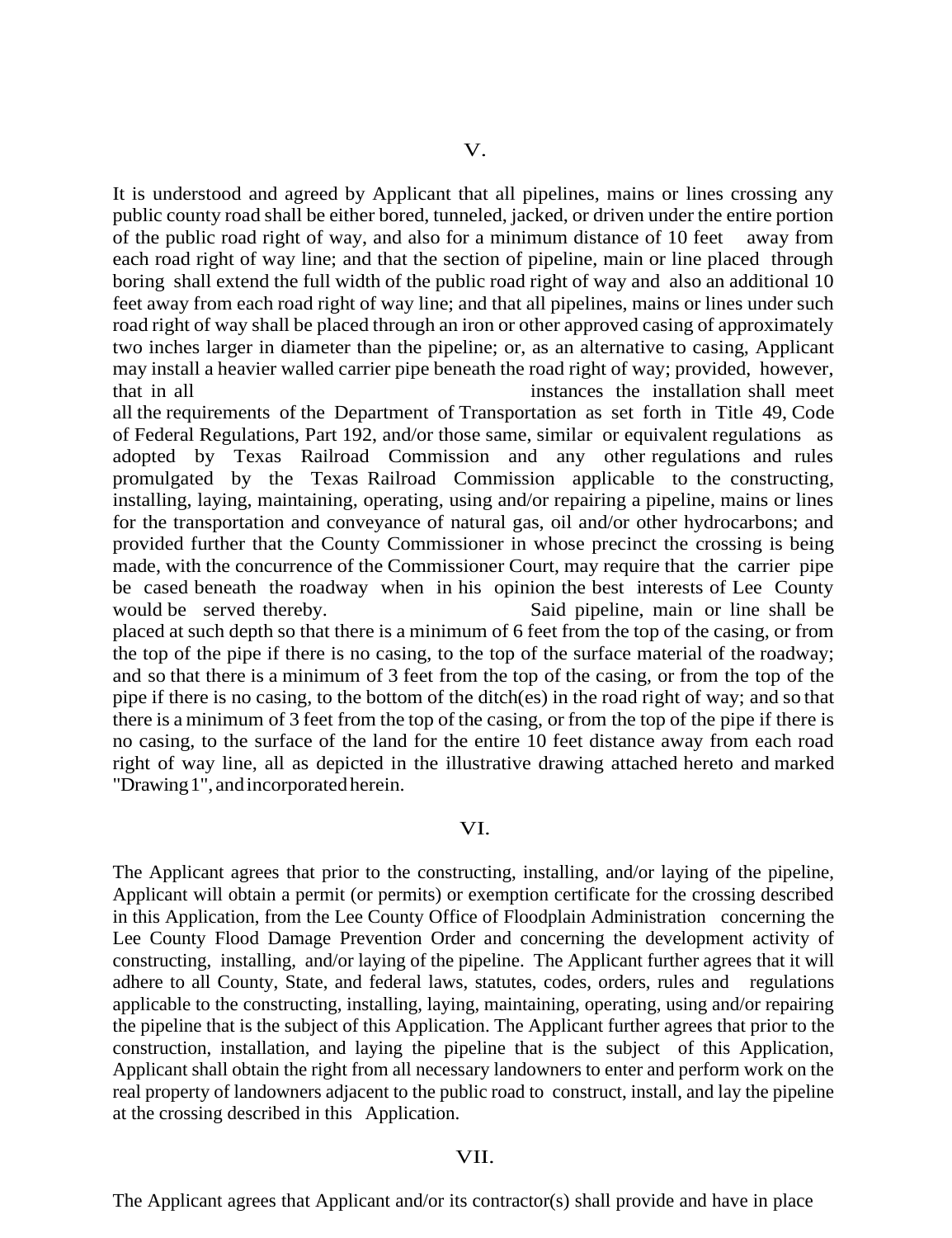V.

It is understood and agreed by Applicant that all pipelines, mains or lines crossing any public county road shall be either bored, tunneled, jacked, or driven under the entire portion of the public road right of way, and also for a minimum distance of 10 feet away from each road right of way line; and that the section of pipeline, main or line placed through boring shall extend the full width of the public road right of way and also an additional 10 feet away from each road right of way line; and that all pipelines, mains or lines under such road right of way shall be placed through an iron or other approved casing of approximately two inches larger in diameter than the pipeline; or, as an alternative to casing, Applicant may install a heavier walled carrier pipe beneath the road right of way; provided, however, that in all instances the installation shall meet all the requirements of the Department of Transportation as set forth in Title 49, Code of Federal Regulations, Part 192, and/or those same, similar or equivalent regulations as adopted by Texas Railroad Commission and any other regulations and rules promulgated by the Texas Railroad Commission applicable to the constructing, installing, laying, maintaining, operating, using and/or repairing a pipeline, mains or lines for the transportation and conveyance of natural gas, oil and/or other hydrocarbons; and provided further that the County Commissioner in whose precinct the crossing is being made, with the concurrence of the Commissioner Court, may require that the carrier pipe be cased beneath the roadway when in his opinion the best interests of Lee County would be served thereby. Said pipeline, main or line shall be placed at such depth so that there is a minimum of 6 feet from the top of the casing, or from the top of the pipe if there is no casing, to the top of the surface material of the roadway; and so that there is a minimum of 3 feet from the top of the casing, or from the top of the pipe if there is no casing, to the bottom of the ditch(es) in the road right of way; and so that there is a minimum of 3 feet from the top of the casing, or from the top of the pipe if there is no casing, to the surface of the land for the entire 10 feet distance away from each road right of way line, all as depicted in the illustrative drawing attached hereto and marked "Drawing 1", and incorporated herein.

VI.

The Applicant agrees that prior to the constructing, installing, and/or laying of the pipeline, Applicant will obtain a permit (or permits) or exemption certificate for the crossing described in this Application, from the Lee County Office of Floodplain Administration concerning the Lee County Flood Damage Prevention Order and concerning the development activity of constructing, installing, and/or laying of the pipeline. The Applicant further agrees that it will adhere to all County, State, and federal laws, statutes, codes, orders, rules and regulations applicable to the constructing, installing, laying, maintaining, operating, using and/or repairing the pipeline that is the subject of this Application. The Applicant further agrees that prior to the construction, installation, and laying the pipeline that is the subject of this Application, Applicant shall obtain the right from all necessary landowners to enter and perform work on the real property of landowners adjacent to the public road to construct, install, and lay the pipeline at the crossing described in this Application.

VII.

The Applicant agrees that Applicant and/or its contractor(s) shall provide and have in place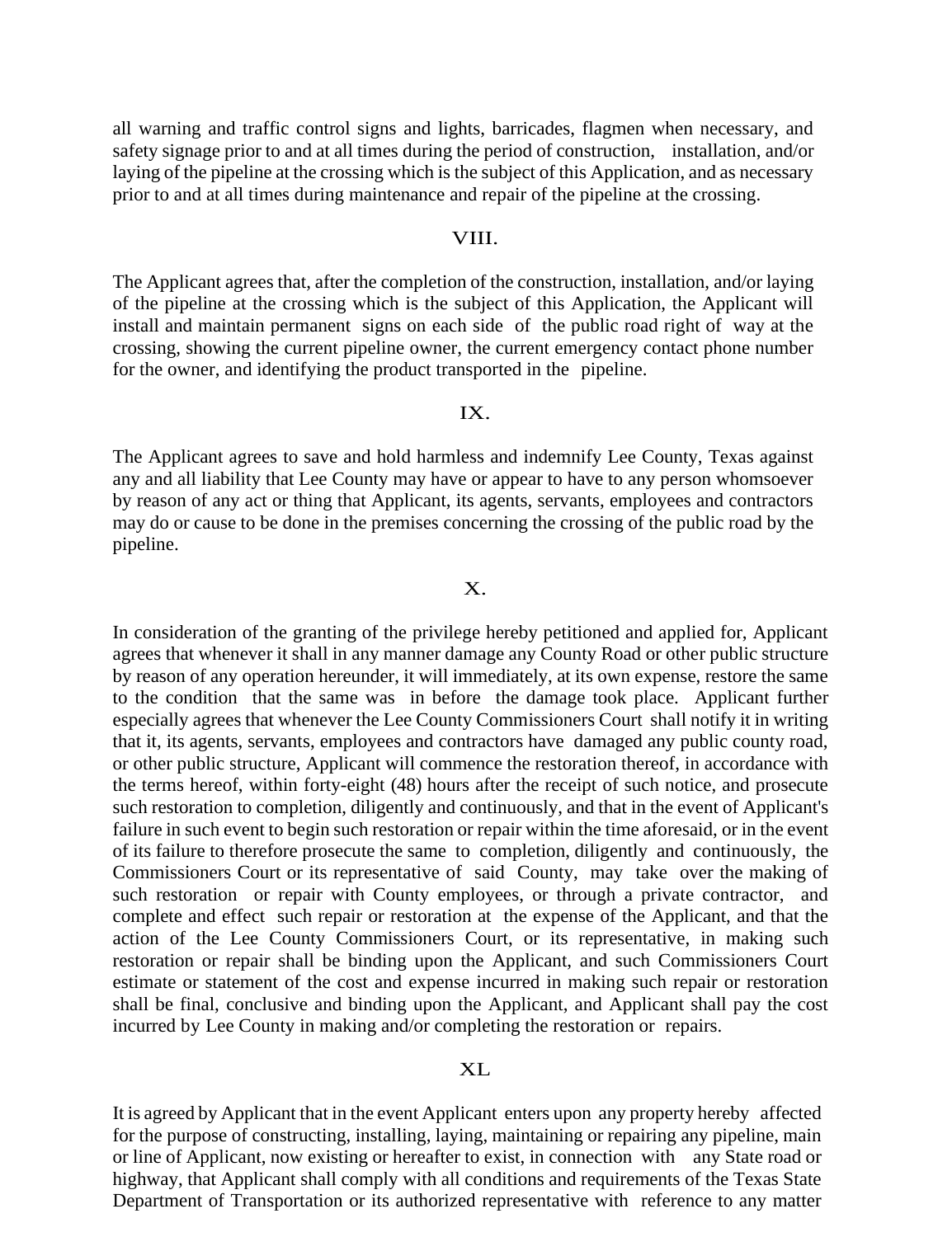all warning and traffic control signs and lights, barricades, flagmen when necessary, and safety signage prior to and at all times during the period of construction, installation, and/or laying of the pipeline at the crossing which is the subject of this Application, and as necessary prior to and at all times during maintenance and repair of the pipeline at the crossing.

VIII.

The Applicant agrees that, after the completion of the construction, installation, and/or laying of the pipeline at the crossing which is the subject of this Application, the Applicant will install and maintain permanent signs on each side of the public road right of way at the crossing, showing the current pipeline owner, the current emergency contact phone number for the owner, and identifying the product transported in the pipeline.

IX.

The Applicant agrees to save and hold harmless and indemnify Lee County, Texas against any and all liability that Lee County may have or appear to have to any person whomsoever by reason of any act or thing that Applicant, its agents, servants, employees and contractors may do or cause to be done in the premises concerning the crossing of the public road by the pipeline.

X.

In consideration of the granting of the privilege hereby petitioned and applied for, Applicant agrees that whenever it shall in any manner damage any County Road or other public structure by reason of any operation hereunder, it will immediately, at its own expense, restore the same to the condition that the same was in before the damage took place. Applicant further especially agrees that whenever the Lee County Commissioners Court shall notify it in writing that it, its agents, servants, employees and contractors have damaged any public county road, or other public structure, Applicant will commence the restoration thereof, in accordance with the terms hereof, within forty-eight (48) hours after the receipt of such notice, and prosecute such restoration to completion, diligently and continuously, and that in the event of Applicant's failure in such event to begin such restoration or repair within the time aforesaid, or in the event of its failure to therefore prosecute the same to completion, diligently and continuously, the Commissioners Court or its representative of said County, may take over the making of such restoration or repair with County employees, or through a private contractor, and complete and effect such repair or restoration at the expense of the Applicant, and that the action of the Lee County Commissioners Court, or its representative, in making such restoration or repair shall be binding upon the Applicant, and such Commissioners Court estimate or statement of the cost and expense incurred in making such repair or restoration shall be final, conclusive and binding upon the Applicant, and Applicant shall pay the cost incurred by Lee County in making and/or completing the restoration or repairs.

XI.

It is agreed by Applicant that in the event Applicant enters upon any property hereby affected for the purpose of constructing, installing, laying, maintaining or repairing any pipeline, main or line of Applicant, now existing or hereafter to exist, in connection with any State road or highway, that Applicant shall comply with all conditions and requirements of the Texas State Department of Transportation or its authorized representative with reference to any matter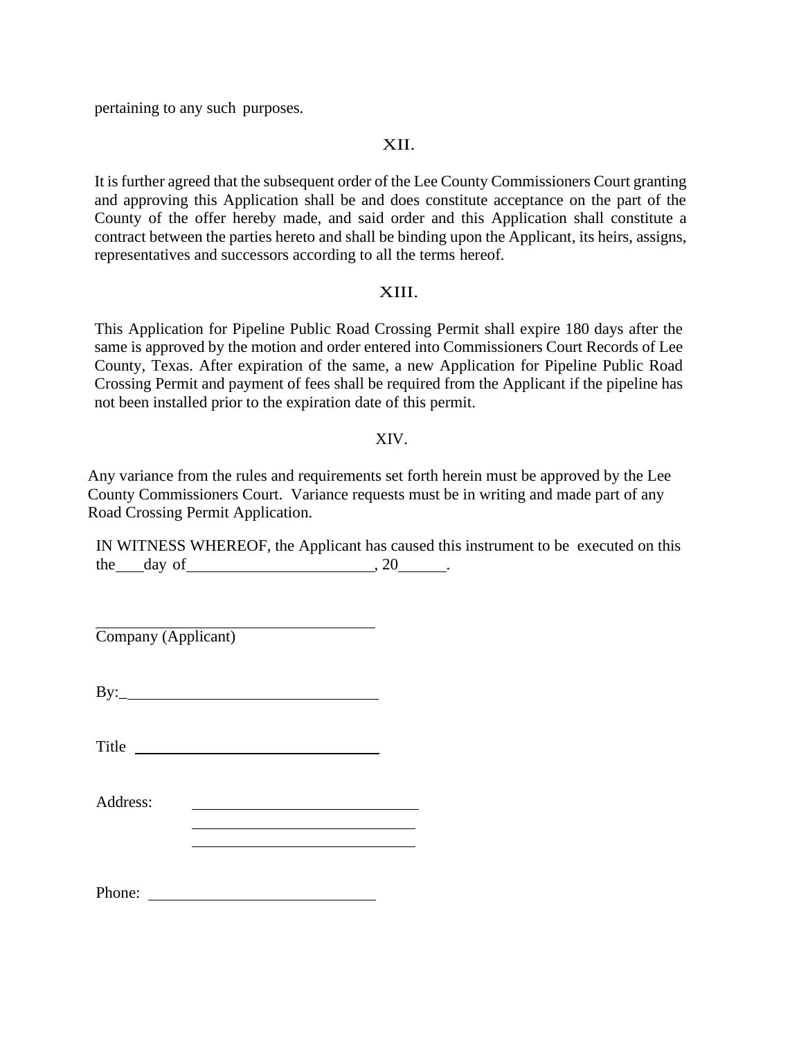pertaining to any such purposes.

XII.

It is further agreed that the subsequent order of the Lee County Commissioners Court granting and approving this Application shall be and does constitute acceptance on the part of the County of the offer hereby made, and said order and this Application shall constitute a contract between the parties hereto and shall be binding upon the Applicant, its heirs, assigns, representatives and successors according to all the terms hereof.

XIII.

This Application for Pipeline Public Road Crossing Permit shall expire 180 days after the same is approved by the motion and order entered into Commissioners Court Records of Lee County, Texas. After expiration of the same, a new Application for Pipeline Public Road Crossing Permit and payment of fees shall be required from the Applicant if the pipeline has not been installed prior to the expiration date of this permit.

XIV.

Any variance from the rules and requirements set forth herein must be approved by the Lee County Commissioners Court. Variance requests must be in writing and made part of any Road Crossing Permit Application.

IN WITNESS WHEREOF, the Applicant has caused this instrument to be executed on this the\_\_\_\_ day of \_\_\_\_\_\_\_\_\_\_\_\_\_\_\_\_\_\_\_\_\_\_\_\_, 20\_\_\_\_\_\_.

\_\_\_\_\_\_\_\_\_\_\_\_\_\_\_\_\_\_\_\_\_\_\_\_\_\_\_\_\_\_\_\_\_\_\_\_
Company (Applicant)

By:\_\_\_\_\_\_\_\_\_\_\_\_\_\_\_\_\_\_\_\_\_\_\_\_\_\_\_\_\_\_\_\_\_\_

Title \_\_\_\_\_\_\_\_\_\_\_\_\_\_\_\_\_\_\_\_\_\_\_\_\_\_\_\_\_\_\_\_

Address: \_\_\_\_\_\_\_\_\_\_\_\_\_\_\_\_\_\_\_\_\_\_\_\_\_\_\_\_\_\_
\_\_\_\_\_\_\_\_\_\_\_\_\_\_\_\_\_\_\_\_\_\_\_\_\_\_\_\_\_\_
\_\_\_\_\_\_\_\_\_\_\_\_\_\_\_\_\_\_\_\_\_\_\_\_\_\_\_\_\_\_

Phone: \_\_\_\_\_\_\_\_\_\_\_\_\_\_\_\_\_\_\_\_\_\_\_\_\_\_\_\_\_\_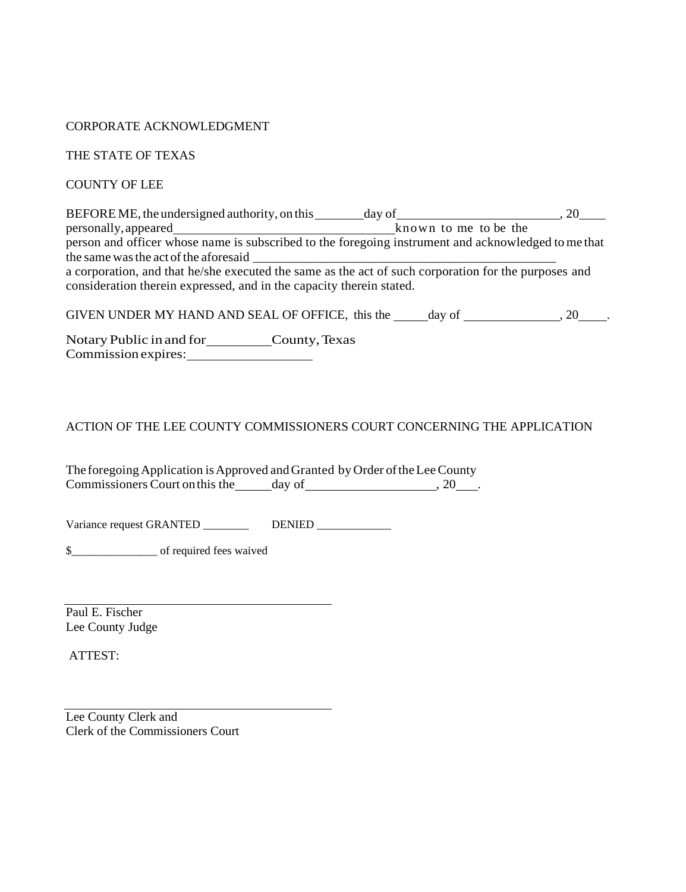CORPORATE ACKNOWLEDGMENT

THE STATE OF TEXAS

COUNTY OF LEE

BEFORE ME, the undersigned authority, on this ________ day of __________________________, 20____ personally, appeared __________________________________ known to me to be the person and officer whose name is subscribed to the foregoing instrument and acknowledged to me that the same was the act of the aforesaid ______________________________________________ a corporation, and that he/she executed the same as the act of such corporation for the purposes and consideration therein expressed, and in the capacity therein stated.

GIVEN UNDER MY HAND AND SEAL OF OFFICE, this the _____ day of _______________, 20____.

Notary Public in and for __________ County, Texas
Commission expires: __________________

ACTION OF THE LEE COUNTY COMMISSIONERS COURT CONCERNING THE APPLICATION

The foregoing Application is Approved and Granted by Order of the Lee County Commissioners Court on this the ______ day of ____________________, 20___.

Variance request GRANTED ________ DENIED _____________

$_______________ of required fees waived

______________________________________
Paul E. Fischer
Lee County Judge

ATTEST:

______________________________________
Lee County Clerk and
Clerk of the Commissioners Court